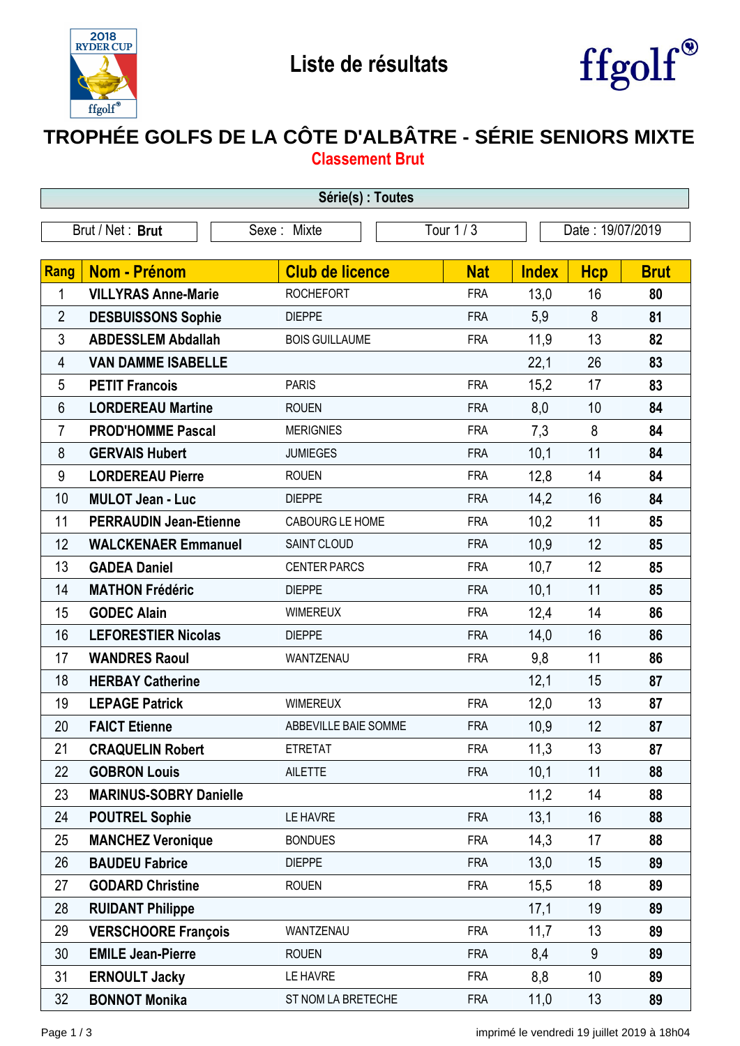# Liste de résultats

## TROPHÉE GOLFS DE LA CÔTE D'ALBÂTRE - SÉRIE SENIORS MIXTE

### Classement Brut

**Série(s) : Toutes**

| Brut / Net : **Brut** | Sexe : Mixte | Tour 1 / 3 | Date : 19/07/2019 |
|---|---|---|---|

| Rang | Nom - Prénom | Club de licence | Nat | Index | Hcp | Brut |
|---|---|---|---|---|---|---|
| 1 | **VILLYRAS Anne-Marie** | ROCHEFORT | FRA | 13,0 | 16 | **80** |
| 2 | **DESBUISSONS Sophie** | DIEPPE | FRA | 5,9 | 8 | **81** |
| 3 | **ABDESSLEM Abdallah** | BOIS GUILLAUME | FRA | 11,9 | 13 | **82** |
| 4 | **VAN DAMME ISABELLE** | | | 22,1 | 26 | **83** |
| 5 | **PETIT Francois** | PARIS | FRA | 15,2 | 17 | **83** |
| 6 | **LORDEREAU Martine** | ROUEN | FRA | 8,0 | 10 | **84** |
| 7 | **PROD'HOMME Pascal** | MERIGNIES | FRA | 7,3 | 8 | **84** |
| 8 | **GERVAIS Hubert** | JUMIEGES | FRA | 10,1 | 11 | **84** |
| 9 | **LORDEREAU Pierre** | ROUEN | FRA | 12,8 | 14 | **84** |
| 10 | **MULOT Jean - Luc** | DIEPPE | FRA | 14,2 | 16 | **84** |
| 11 | **PERRAUDIN Jean-Etienne** | CABOURG LE HOME | FRA | 10,2 | 11 | **85** |
| 12 | **WALCKENAER Emmanuel** | SAINT CLOUD | FRA | 10,9 | 12 | **85** |
| 13 | **GADEA Daniel** | CENTER PARCS | FRA | 10,7 | 12 | **85** |
| 14 | **MATHON Frédéric** | DIEPPE | FRA | 10,1 | 11 | **85** |
| 15 | **GODEC Alain** | WIMEREUX | FRA | 12,4 | 14 | **86** |
| 16 | **LEFORESTIER Nicolas** | DIEPPE | FRA | 14,0 | 16 | **86** |
| 17 | **WANDRES Raoul** | WANTZENAU | FRA | 9,8 | 11 | **86** |
| 18 | **HERBAY Catherine** | | | 12,1 | 15 | **87** |
| 19 | **LEPAGE Patrick** | WIMEREUX | FRA | 12,0 | 13 | **87** |
| 20 | **FAICT Etienne** | ABBEVILLE BAIE SOMME | FRA | 10,9 | 12 | **87** |
| 21 | **CRAQUELIN Robert** | ETRETAT | FRA | 11,3 | 13 | **87** |
| 22 | **GOBRON Louis** | AILETTE | FRA | 10,1 | 11 | **88** |
| 23 | **MARINUS-SOBRY Danielle** | | | 11,2 | 14 | **88** |
| 24 | **POUTREL Sophie** | LE HAVRE | FRA | 13,1 | 16 | **88** |
| 25 | **MANCHEZ Veronique** | BONDUES | FRA | 14,3 | 17 | **88** |
| 26 | **BAUDEU Fabrice** | DIEPPE | FRA | 13,0 | 15 | **89** |
| 27 | **GODARD Christine** | ROUEN | FRA | 15,5 | 18 | **89** |
| 28 | **RUIDANT Philippe** | | | 17,1 | 19 | **89** |
| 29 | **VERSCHOORE François** | WANTZENAU | FRA | 11,7 | 13 | **89** |
| 30 | **EMILE Jean-Pierre** | ROUEN | FRA | 8,4 | 9 | **89** |
| 31 | **ERNOULT Jacky** | LE HAVRE | FRA | 8,8 | 10 | **89** |
| 32 | **BONNOT Monika** | ST NOM LA BRETECHE | FRA | 11,0 | 13 | **89** |

imprimé le vendredi 19 juillet 2019 à 18h04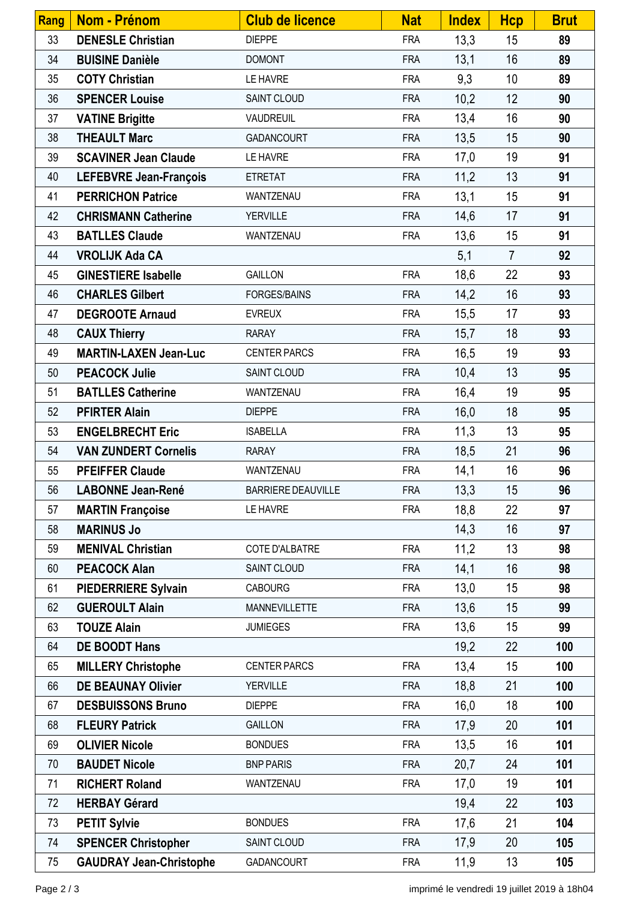| Rang | Nom - Prénom | Club de licence | Nat | Index | Hcp | Brut |
|---|---|---|---|---|---|---|
| 33 | **DENESLE Christian** | DIEPPE | FRA | 13,3 | 15 | **89** |
| 34 | **BUISINE Danièle** | DOMONT | FRA | 13,1 | 16 | **89** |
| 35 | **COTY Christian** | LE HAVRE | FRA | 9,3 | 10 | **89** |
| 36 | **SPENCER Louise** | SAINT CLOUD | FRA | 10,2 | 12 | **90** |
| 37 | **VATINE Brigitte** | VAUDREUIL | FRA | 13,4 | 16 | **90** |
| 38 | **THEAULT Marc** | GADANCOURT | FRA | 13,5 | 15 | **90** |
| 39 | **SCAVINER Jean Claude** | LE HAVRE | FRA | 17,0 | 19 | **91** |
| 40 | **LEFEBVRE Jean-François** | ETRETAT | FRA | 11,2 | 13 | **91** |
| 41 | **PERRICHON Patrice** | WANTZENAU | FRA | 13,1 | 15 | **91** |
| 42 | **CHRISMANN Catherine** | YERVILLE | FRA | 14,6 | 17 | **91** |
| 43 | **BATLLES Claude** | WANTZENAU | FRA | 13,6 | 15 | **91** |
| 44 | **VROLIJK Ada CA** | | | 5,1 | 7 | **92** |
| 45 | **GINESTIERE Isabelle** | GAILLON | FRA | 18,6 | 22 | **93** |
| 46 | **CHARLES Gilbert** | FORGES/BAINS | FRA | 14,2 | 16 | **93** |
| 47 | **DEGROOTE Arnaud** | EVREUX | FRA | 15,5 | 17 | **93** |
| 48 | **CAUX Thierry** | RARAY | FRA | 15,7 | 18 | **93** |
| 49 | **MARTIN-LAXEN Jean-Luc** | CENTER PARCS | FRA | 16,5 | 19 | **93** |
| 50 | **PEACOCK Julie** | SAINT CLOUD | FRA | 10,4 | 13 | **95** |
| 51 | **BATLLES Catherine** | WANTZENAU | FRA | 16,4 | 19 | **95** |
| 52 | **PFIRTER Alain** | DIEPPE | FRA | 16,0 | 18 | **95** |
| 53 | **ENGELBRECHT Eric** | ISABELLA | FRA | 11,3 | 13 | **95** |
| 54 | **VAN ZUNDERT Cornelis** | RARAY | FRA | 18,5 | 21 | **96** |
| 55 | **PFEIFFER Claude** | WANTZENAU | FRA | 14,1 | 16 | **96** |
| 56 | **LABONNE Jean-René** | BARRIERE DEAUVILLE | FRA | 13,3 | 15 | **96** |
| 57 | **MARTIN Françoise** | LE HAVRE | FRA | 18,8 | 22 | **97** |
| 58 | **MARINUS Jo** | | | 14,3 | 16 | **97** |
| 59 | **MENIVAL Christian** | COTE D'ALBATRE | FRA | 11,2 | 13 | **98** |
| 60 | **PEACOCK Alan** | SAINT CLOUD | FRA | 14,1 | 16 | **98** |
| 61 | **PIEDERRIERE Sylvain** | CABOURG | FRA | 13,0 | 15 | **98** |
| 62 | **GUEROULT Alain** | MANNEVILLETTE | FRA | 13,6 | 15 | **99** |
| 63 | **TOUZE Alain** | JUMIEGES | FRA | 13,6 | 15 | **99** |
| 64 | **DE BOODT Hans** | | | 19,2 | 22 | **100** |
| 65 | **MILLERY Christophe** | CENTER PARCS | FRA | 13,4 | 15 | **100** |
| 66 | **DE BEAUNAY Olivier** | YERVILLE | FRA | 18,8 | 21 | **100** |
| 67 | **DESBUISSONS Bruno** | DIEPPE | FRA | 16,0 | 18 | **100** |
| 68 | **FLEURY Patrick** | GAILLON | FRA | 17,9 | 20 | **101** |
| 69 | **OLIVIER Nicole** | BONDUES | FRA | 13,5 | 16 | **101** |
| 70 | **BAUDET Nicole** | BNP PARIS | FRA | 20,7 | 24 | **101** |
| 71 | **RICHERT Roland** | WANTZENAU | FRA | 17,0 | 19 | **101** |
| 72 | **HERBAY Gérard** | | | 19,4 | 22 | **103** |
| 73 | **PETIT Sylvie** | BONDUES | FRA | 17,6 | 21 | **104** |
| 74 | **SPENCER Christopher** | SAINT CLOUD | FRA | 17,9 | 20 | **105** |
| 75 | **GAUDRAY Jean-Christophe** | GADANCOURT | FRA | 11,9 | 13 | **105** |

imprimé le vendredi 19 juillet 2019 à 18h04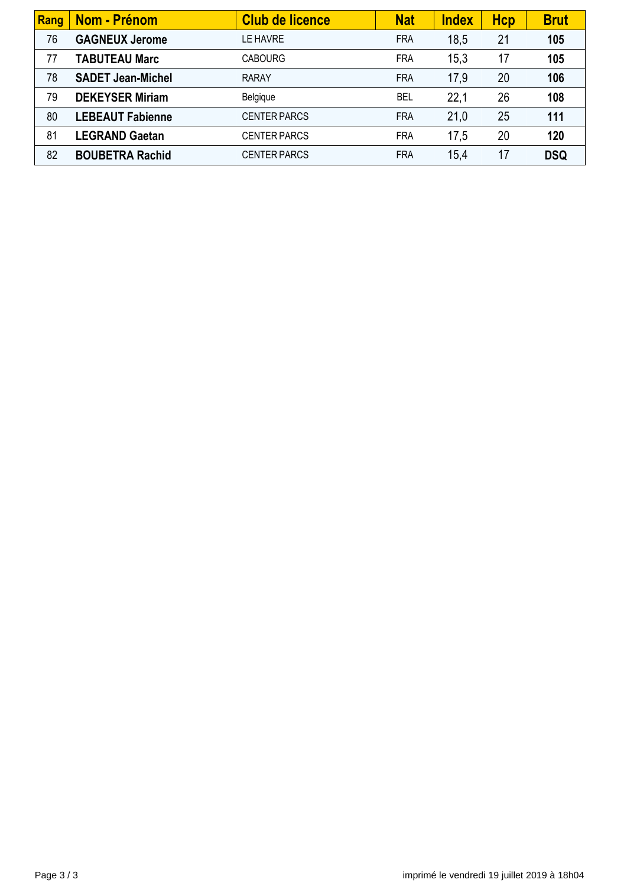| Rang | Nom - Prénom | Club de licence | Nat | Index | Hcp | Brut |
|---|---|---|---|---|---|---|
| 76 | **GAGNEUX Jerome** | LE HAVRE | FRA | 18,5 | 21 | **105** |
| 77 | **TABUTEAU Marc** | CABOURG | FRA | 15,3 | 17 | **105** |
| 78 | **SADET Jean-Michel** | RARAY | FRA | 17,9 | 20 | **106** |
| 79 | **DEKEYSER Miriam** | Belgique | BEL | 22,1 | 26 | **108** |
| 80 | **LEBEAUT Fabienne** | CENTER PARCS | FRA | 21,0 | 25 | **111** |
| 81 | **LEGRAND Gaetan** | CENTER PARCS | FRA | 17,5 | 20 | **120** |
| 82 | **BOUBETRA Rachid** | CENTER PARCS | FRA | 15,4 | 17 | **DSQ** |

imprimé le vendredi 19 juillet 2019 à 18h04